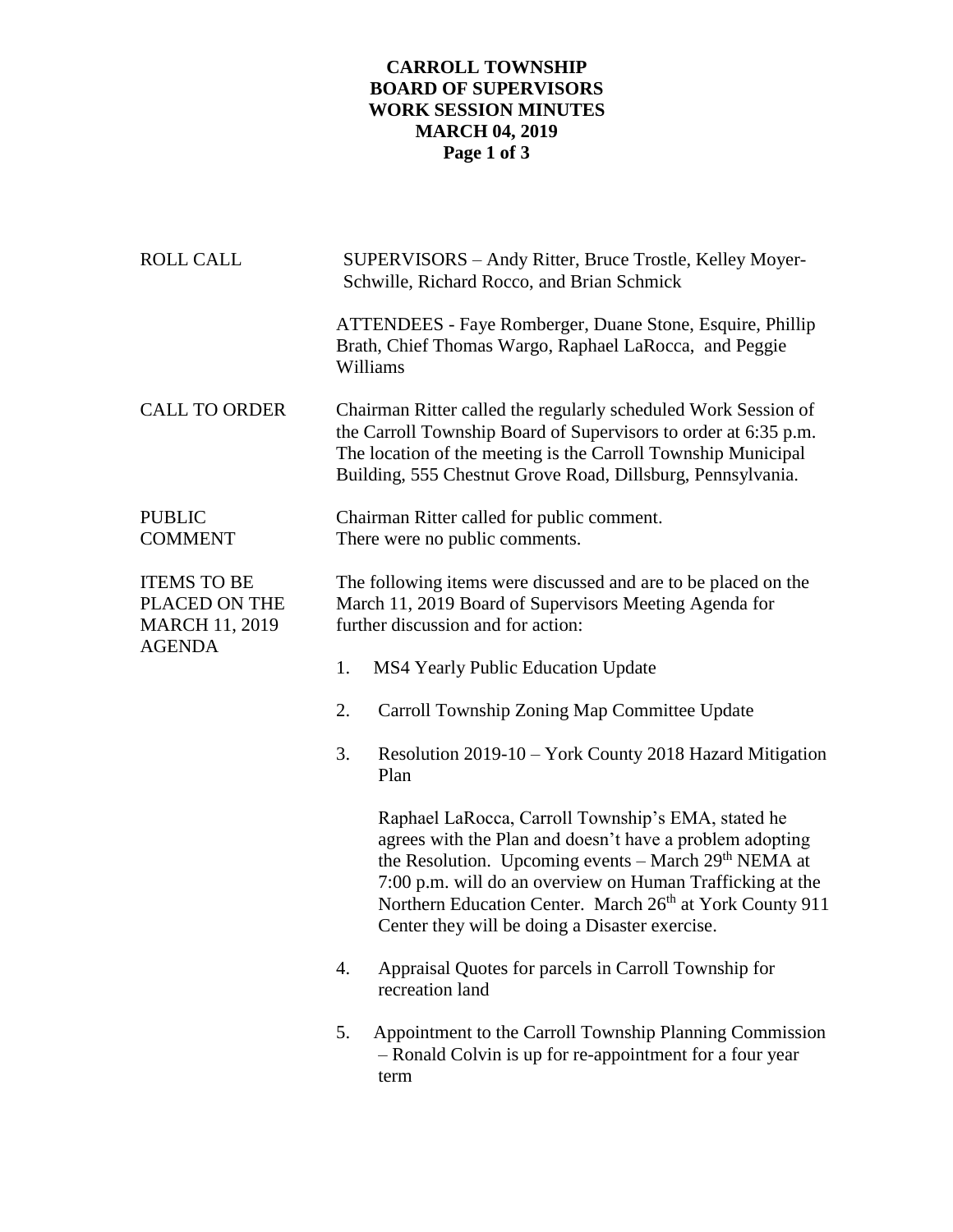# CARROLL TOWNSHIP
# BOARD OF SUPERVISORS
# WORK SESSION MINUTES
# MARCH 04, 2019

**ROLL CALL**

SUPERVISORS – Andy Ritter, Bruce Trostle, Kelley Moyer-Schwille, Richard Rocco, and Brian Schmick

ATTENDEES - Faye Romberger, Duane Stone, Esquire, Phillip Brath, Chief Thomas Wargo, Raphael LaRocca, and Peggie Williams

**CALL TO ORDER**

Chairman Ritter called the regularly scheduled Work Session of the Carroll Township Board of Supervisors to order at 6:35 p.m. The location of the meeting is the Carroll Township Municipal Building, 555 Chestnut Grove Road, Dillsburg, Pennsylvania.

**PUBLIC COMMENT**

Chairman Ritter called for public comment. There were no public comments.

**ITEMS TO BE PLACED ON THE MARCH 11, 2019 AGENDA**

The following items were discussed and are to be placed on the March 11, 2019 Board of Supervisors Meeting Agenda for further discussion and for action:

1. MS4 Yearly Public Education Update
2. Carroll Township Zoning Map Committee Update
3. Resolution 2019-10 – York County 2018 Hazard Mitigation Plan

   Raphael LaRocca, Carroll Township's EMA, stated he agrees with the Plan and doesn't have a problem adopting the Resolution. Upcoming events – March 29th NEMA at 7:00 p.m. will do an overview on Human Trafficking at the Northern Education Center. March 26th at York County 911 Center they will be doing a Disaster exercise.

4. Appraisal Quotes for parcels in Carroll Township for recreation land
5. Appointment to the Carroll Township Planning Commission – Ronald Colvin is up for re-appointment for a four year term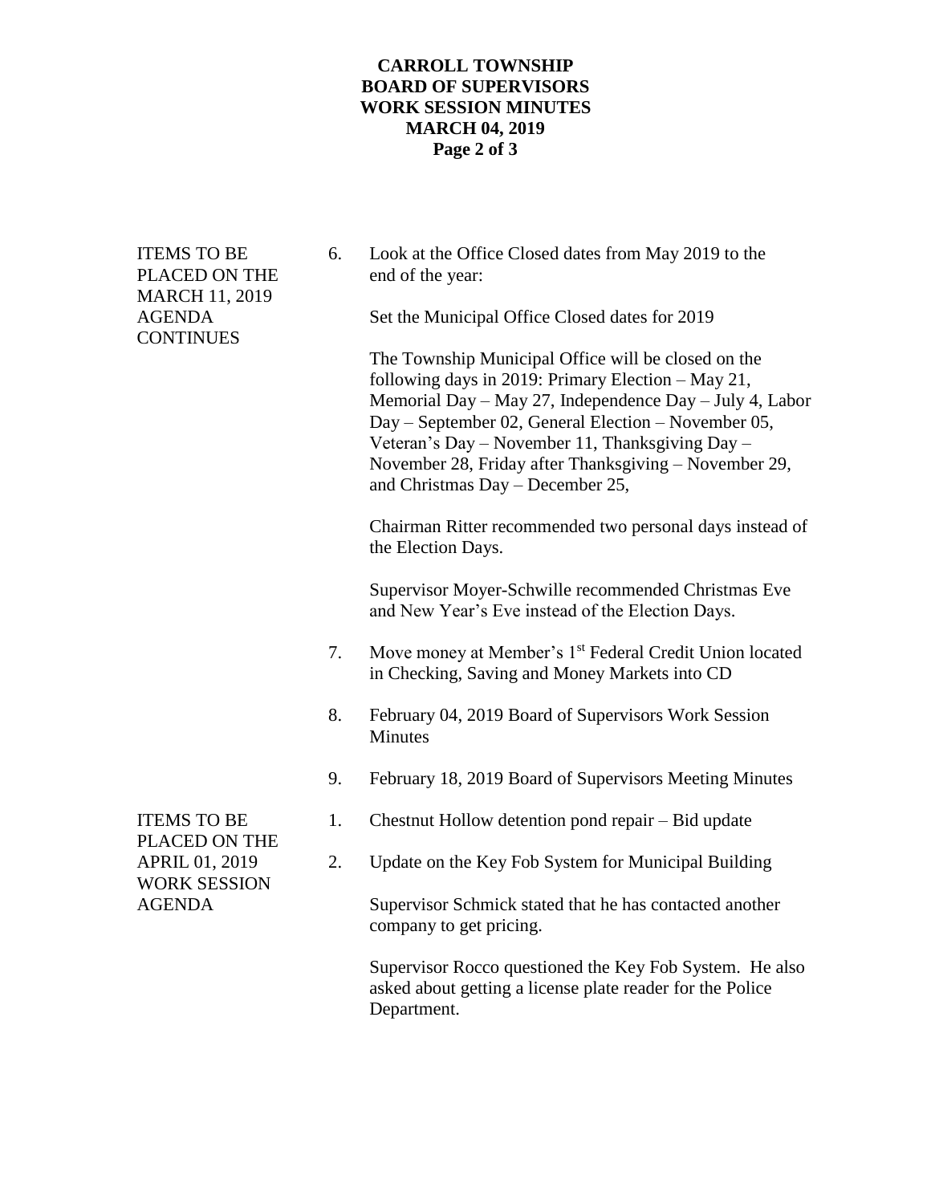**ITEMS TO BE PLACED ON THE MARCH 11, 2019 AGENDA CONTINUES**

6. Look at the Office Closed dates from May 2019 to the end of the year:

   Set the Municipal Office Closed dates for 2019

   The Township Municipal Office will be closed on the following days in 2019: Primary Election – May 21, Memorial Day – May 27, Independence Day – July 4, Labor Day – September 02, General Election – November 05, Veteran's Day – November 11, Thanksgiving Day – November 28, Friday after Thanksgiving – November 29, and Christmas Day – December 25,

   Chairman Ritter recommended two personal days instead of the Election Days.

   Supervisor Moyer-Schwille recommended Christmas Eve and New Year's Eve instead of the Election Days.

7. Move money at Member's 1st Federal Credit Union located in Checking, Saving and Money Markets into CD

8. February 04, 2019 Board of Supervisors Work Session Minutes

9. February 18, 2019 Board of Supervisors Meeting Minutes

**ITEMS TO BE PLACED ON THE APRIL 01, 2019 WORK SESSION AGENDA**

1. Chestnut Hollow detention pond repair – Bid update

2. Update on the Key Fob System for Municipal Building

   Supervisor Schmick stated that he has contacted another company to get pricing.

   Supervisor Rocco questioned the Key Fob System. He also asked about getting a license plate reader for the Police Department.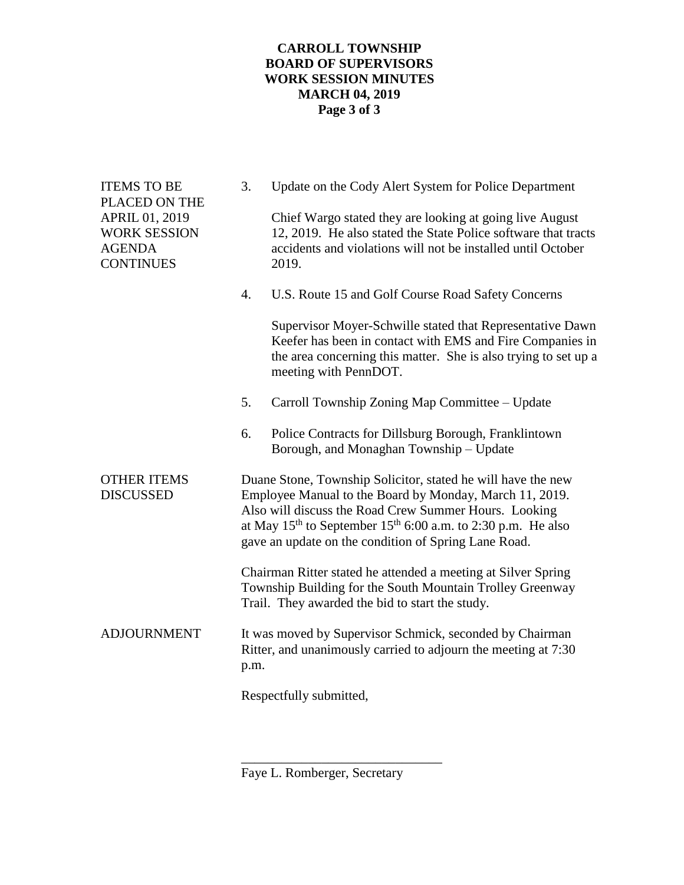**CARROLL TOWNSHIP**
**BOARD OF SUPERVISORS**
**WORK SESSION MINUTES**
**MARCH 04, 2019**

ITEMS TO BE PLACED ON THE APRIL 01, 2019 WORK SESSION AGENDA CONTINUES

3. Update on the Cody Alert System for Police Department

   Chief Wargo stated they are looking at going live August 12, 2019. He also stated the State Police software that tracts accidents and violations will not be installed until October 2019.

4. U.S. Route 15 and Golf Course Road Safety Concerns

   Supervisor Moyer-Schwille stated that Representative Dawn Keefer has been in contact with EMS and Fire Companies in the area concerning this matter. She is also trying to set up a meeting with PennDOT.

5. Carroll Township Zoning Map Committee – Update

6. Police Contracts for Dillsburg Borough, Franklintown Borough, and Monaghan Township – Update

OTHER ITEMS DISCUSSED

Duane Stone, Township Solicitor, stated he will have the new Employee Manual to the Board by Monday, March 11, 2019. Also will discuss the Road Crew Summer Hours. Looking at May 15th to September 15th 6:00 a.m. to 2:30 p.m. He also gave an update on the condition of Spring Lane Road.

Chairman Ritter stated he attended a meeting at Silver Spring Township Building for the South Mountain Trolley Greenway Trail. They awarded the bid to start the study.

ADJOURNMENT

It was moved by Supervisor Schmick, seconded by Chairman Ritter, and unanimously carried to adjourn the meeting at 7:30 p.m.

Respectfully submitted,

\_\_\_\_\_\_\_\_\_\_\_\_\_\_\_\_\_\_\_\_\_\_\_\_\_\_\_\_\_\_

Faye L. Romberger, Secretary